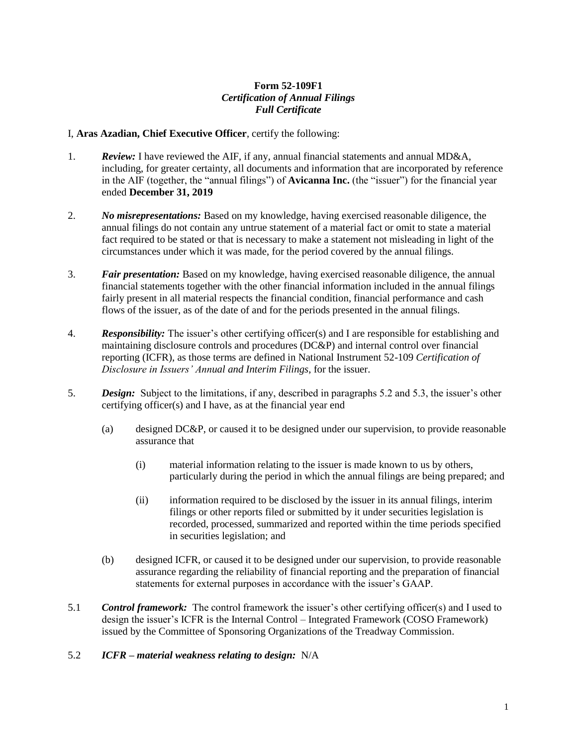**Form 52-109F1**
***Certification of Annual Filings***
***Full Certificate***

I, **Aras Azadian, Chief Executive Officer**, certify the following:

1. ***Review:*** I have reviewed the AIF, if any, annual financial statements and annual MD&A, including, for greater certainty, all documents and information that are incorporated by reference in the AIF (together, the "annual filings") of **Avicanna Inc.** (the "issuer") for the financial year ended **December 31, 2019**

2. ***No misrepresentations:*** Based on my knowledge, having exercised reasonable diligence, the annual filings do not contain any untrue statement of a material fact or omit to state a material fact required to be stated or that is necessary to make a statement not misleading in light of the circumstances under which it was made, for the period covered by the annual filings.

3. ***Fair presentation:*** Based on my knowledge, having exercised reasonable diligence, the annual financial statements together with the other financial information included in the annual filings fairly present in all material respects the financial condition, financial performance and cash flows of the issuer, as of the date of and for the periods presented in the annual filings.

4. ***Responsibility:*** The issuer's other certifying officer(s) and I are responsible for establishing and maintaining disclosure controls and procedures (DC&P) and internal control over financial reporting (ICFR), as those terms are defined in National Instrument 52-109 *Certification of Disclosure in Issuers' Annual and Interim Filings*, for the issuer.

5. ***Design:*** Subject to the limitations, if any, described in paragraphs 5.2 and 5.3, the issuer's other certifying officer(s) and I have, as at the financial year end

   (a) designed DC&P, or caused it to be designed under our supervision, to provide reasonable assurance that

      (i) material information relating to the issuer is made known to us by others, particularly during the period in which the annual filings are being prepared; and

      (ii) information required to be disclosed by the issuer in its annual filings, interim filings or other reports filed or submitted by it under securities legislation is recorded, processed, summarized and reported within the time periods specified in securities legislation; and

   (b) designed ICFR, or caused it to be designed under our supervision, to provide reasonable assurance regarding the reliability of financial reporting and the preparation of financial statements for external purposes in accordance with the issuer's GAAP.

5.1 ***Control framework:*** The control framework the issuer's other certifying officer(s) and I used to design the issuer's ICFR is the Internal Control – Integrated Framework (COSO Framework) issued by the Committee of Sponsoring Organizations of the Treadway Commission.

5.2 ***ICFR – material weakness relating to design:*** N/A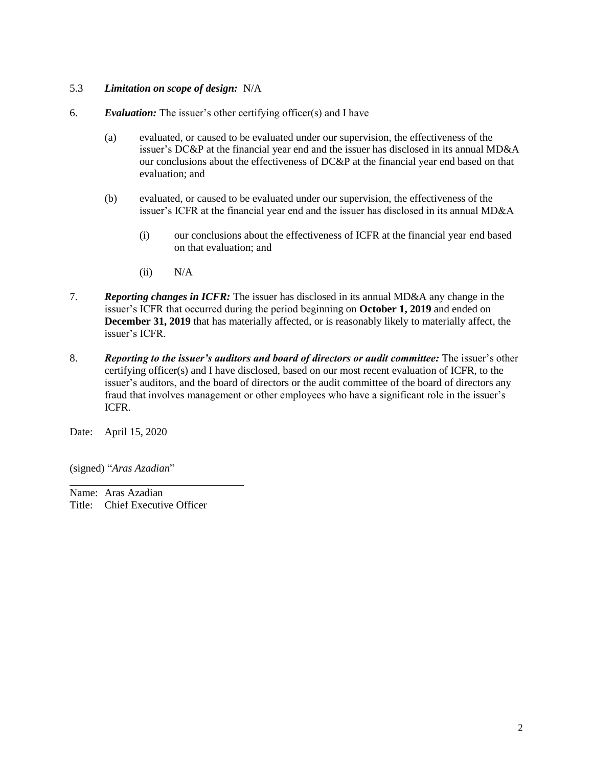5.3 ***Limitation on scope of design:*** N/A

6. ***Evaluation:*** The issuer's other certifying officer(s) and I have

   (a) evaluated, or caused to be evaluated under our supervision, the effectiveness of the issuer's DC&P at the financial year end and the issuer has disclosed in its annual MD&A our conclusions about the effectiveness of DC&P at the financial year end based on that evaluation; and

   (b) evaluated, or caused to be evaluated under our supervision, the effectiveness of the issuer's ICFR at the financial year end and the issuer has disclosed in its annual MD&A

      (i) our conclusions about the effectiveness of ICFR at the financial year end based on that evaluation; and

      (ii) N/A

7. ***Reporting changes in ICFR:*** The issuer has disclosed in its annual MD&A any change in the issuer's ICFR that occurred during the period beginning on **October 1, 2019** and ended on **December 31, 2019** that has materially affected, or is reasonably likely to materially affect, the issuer's ICFR.

8. ***Reporting to the issuer's auditors and board of directors or audit committee:*** The issuer's other certifying officer(s) and I have disclosed, based on our most recent evaluation of ICFR, to the issuer's auditors, and the board of directors or the audit committee of the board of directors any fraud that involves management or other employees who have a significant role in the issuer's ICFR.

Date: April 15, 2020

(signed) "*Aras Azadian*"

Name: Aras Azadian
Title: Chief Executive Officer